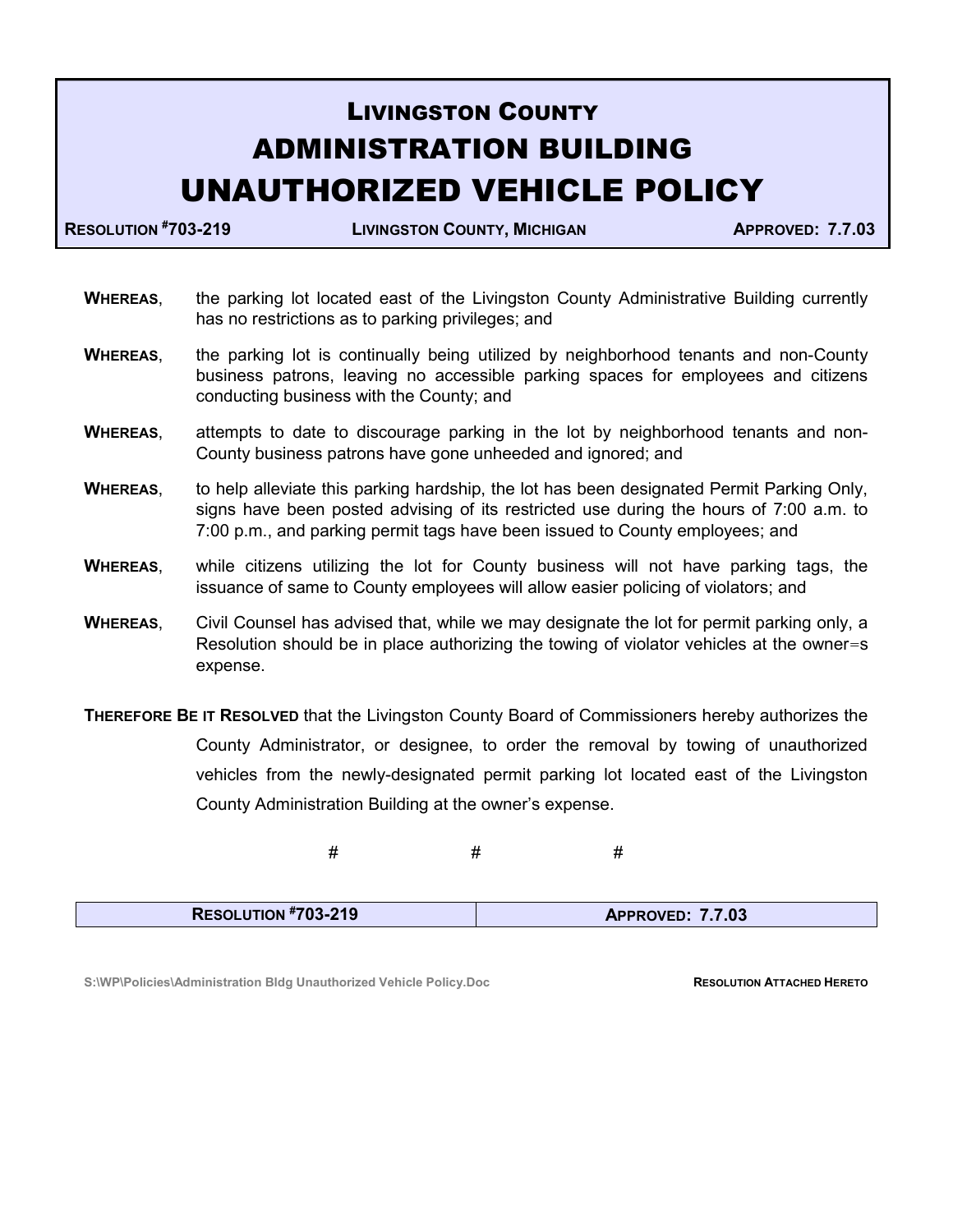# LIVINGSTON COUNTY
# ADMINISTRATION BUILDING
# UNAUTHORIZED VEHICLE POLICY

**RESOLUTION #703-219** | **LIVINGSTON COUNTY, MICHIGAN** | **APPROVED: 7.7.03**

**WHEREAS**, the parking lot located east of the Livingston County Administrative Building currently has no restrictions as to parking privileges; and

**WHEREAS**, the parking lot is continually being utilized by neighborhood tenants and non-County business patrons, leaving no accessible parking spaces for employees and citizens conducting business with the County; and

**WHEREAS**, attempts to date to discourage parking in the lot by neighborhood tenants and non-County business patrons have gone unheeded and ignored; and

**WHEREAS**, to help alleviate this parking hardship, the lot has been designated Permit Parking Only, signs have been posted advising of its restricted use during the hours of 7:00 a.m. to 7:00 p.m., and parking permit tags have been issued to County employees; and

**WHEREAS**, while citizens utilizing the lot for County business will not have parking tags, the issuance of same to County employees will allow easier policing of violators; and

**WHEREAS**, Civil Counsel has advised that, while we may designate the lot for permit parking only, a Resolution should be in place authorizing the towing of violator vehicles at the owner=s expense.

**THEREFORE BE IT RESOLVED** that the Livingston County Board of Commissioners hereby authorizes the County Administrator, or designee, to order the removal by towing of unauthorized vehicles from the newly-designated permit parking lot located east of the Livingston County Administration Building at the owner's expense.

# # #

| **RESOLUTION #703-219** | **APPROVED: 7.7.03** |
|---|---|

S:\WP\Policies\Administration Bldg Unauthorized Vehicle Policy.Doc

**RESOLUTION ATTACHED HERETO**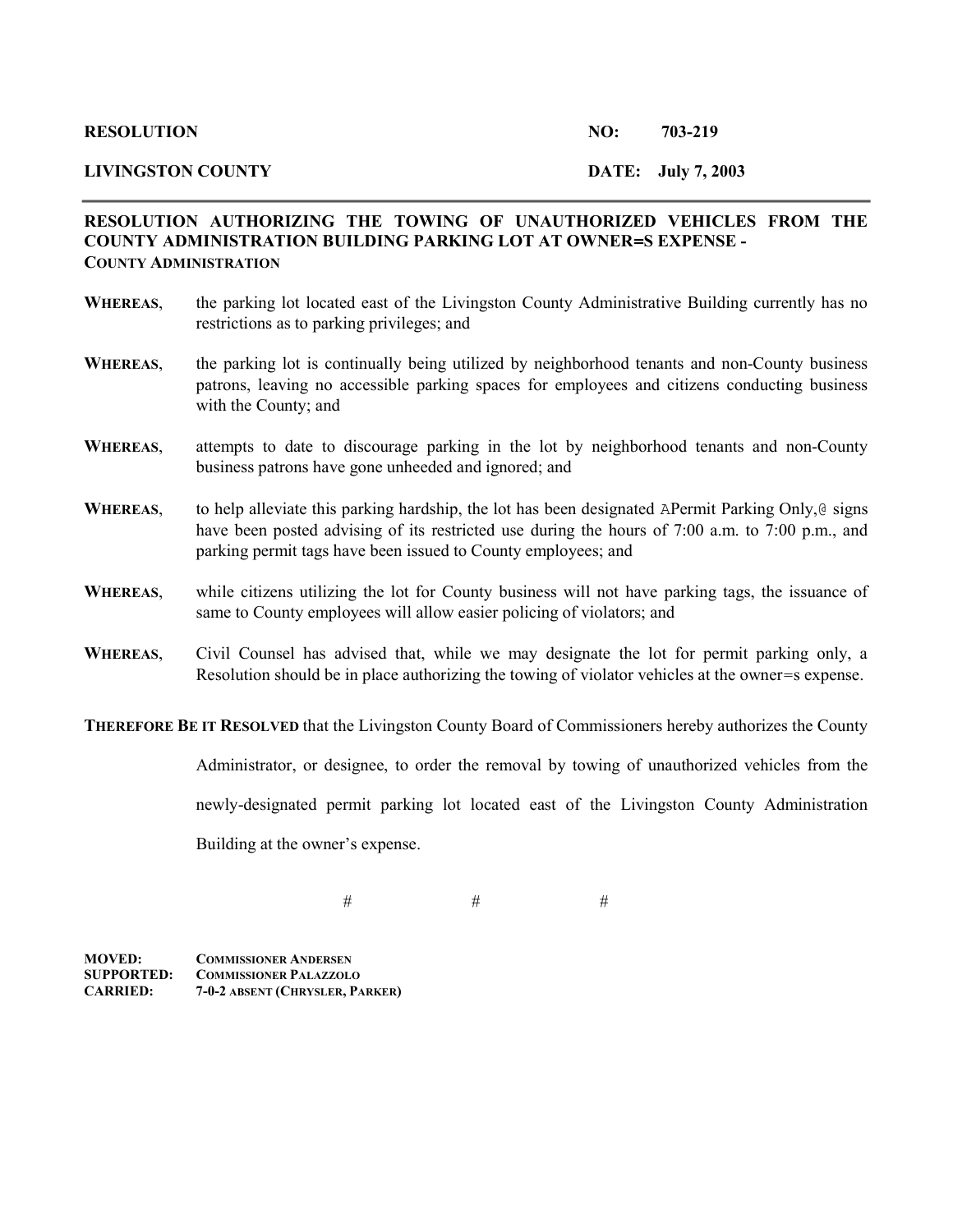**RESOLUTION** **NO: 703-219**

**LIVINGSTON COUNTY** **DATE: July 7, 2003**

---

## RESOLUTION AUTHORIZING THE TOWING OF UNAUTHORIZED VEHICLES FROM THE COUNTY ADMINISTRATION BUILDING PARKING LOT AT OWNER=S EXPENSE - COUNTY ADMINISTRATION

**WHEREAS**, the parking lot located east of the Livingston County Administrative Building currently has no restrictions as to parking privileges; and

**WHEREAS**, the parking lot is continually being utilized by neighborhood tenants and non-County business patrons, leaving no accessible parking spaces for employees and citizens conducting business with the County; and

**WHEREAS**, attempts to date to discourage parking in the lot by neighborhood tenants and non-County business patrons have gone unheeded and ignored; and

**WHEREAS**, to help alleviate this parking hardship, the lot has been designated APermit Parking Only,@ signs have been posted advising of its restricted use during the hours of 7:00 a.m. to 7:00 p.m., and parking permit tags have been issued to County employees; and

**WHEREAS**, while citizens utilizing the lot for County business will not have parking tags, the issuance of same to County employees will allow easier policing of violators; and

**WHEREAS**, Civil Counsel has advised that, while we may designate the lot for permit parking only, a Resolution should be in place authorizing the towing of violator vehicles at the owner=s expense.

**THEREFORE BE IT RESOLVED** that the Livingston County Board of Commissioners hereby authorizes the County Administrator, or designee, to order the removal by towing of unauthorized vehicles from the newly-designated permit parking lot located east of the Livingston County Administration Building at the owner's expense.

# # #

**MOVED:** COMMISSIONER ANDERSEN
**SUPPORTED:** COMMISSIONER PALAZZOLO
**CARRIED:** 7-0-2 ABSENT (CHRYSLER, PARKER)